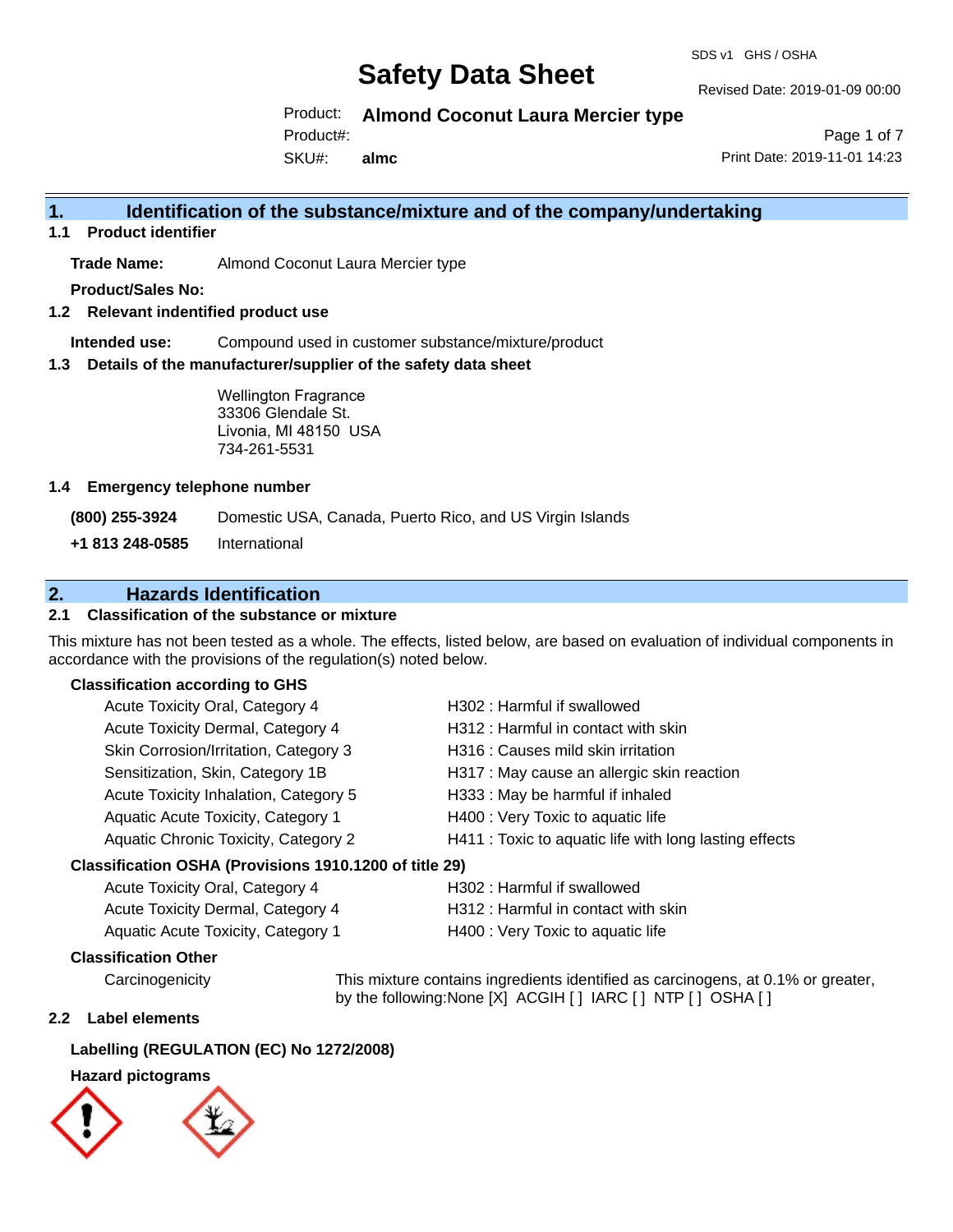# Safety Data Sheet

SDS v1 GHS / OSHA

Revised Date: 2019-01-09 00:00

Product: **Almond Coconut Laura Mercier type**

Product#:

SKU#: **almc**

Print Date: 2019-11-01 14:23

## 1. Identification of the substance/mixture and of the company/undertaking

### 1.1 Product identifier

**Trade Name:** Almond Coconut Laura Mercier type

**Product/Sales No:**

### 1.2 Relevant indentified product use

**Intended use:** Compound used in customer substance/mixture/product

### 1.3 Details of the manufacturer/supplier of the safety data sheet

Wellington Fragrance
33306 Glendale St.
Livonia, MI 48150 USA
734-261-5531

### 1.4 Emergency telephone number

**(800) 255-3924** Domestic USA, Canada, Puerto Rico, and US Virgin Islands

**+1 813 248-0585** International

## 2. Hazards Identification

### 2.1 Classification of the substance or mixture

This mixture has not been tested as a whole. The effects, listed below, are based on evaluation of individual components in accordance with the provisions of the regulation(s) noted below.

**Classification according to GHS**

| | |
|---|---|
| Acute Toxicity Oral, Category 4 | H302 : Harmful if swallowed |
| Acute Toxicity Dermal, Category 4 | H312 : Harmful in contact with skin |
| Skin Corrosion/Irritation, Category 3 | H316 : Causes mild skin irritation |
| Sensitization, Skin, Category 1B | H317 : May cause an allergic skin reaction |
| Acute Toxicity Inhalation, Category 5 | H333 : May be harmful if inhaled |
| Aquatic Acute Toxicity, Category 1 | H400 : Very Toxic to aquatic life |
| Aquatic Chronic Toxicity, Category 2 | H411 : Toxic to aquatic life with long lasting effects |

**Classification OSHA (Provisions 1910.1200 of title 29)**

| | |
|---|---|
| Acute Toxicity Oral, Category 4 | H302 : Harmful if swallowed |
| Acute Toxicity Dermal, Category 4 | H312 : Harmful in contact with skin |
| Aquatic Acute Toxicity, Category 1 | H400 : Very Toxic to aquatic life |

**Classification Other**

Carcinogenicity: This mixture contains ingredients identified as carcinogens, at 0.1% or greater, by the following:None [X] ACGIH [ ] IARC [ ] NTP [ ] OSHA [ ]

### 2.2 Label elements

**Labelling (REGULATION (EC) No 1272/2008)**

**Hazard pictograms**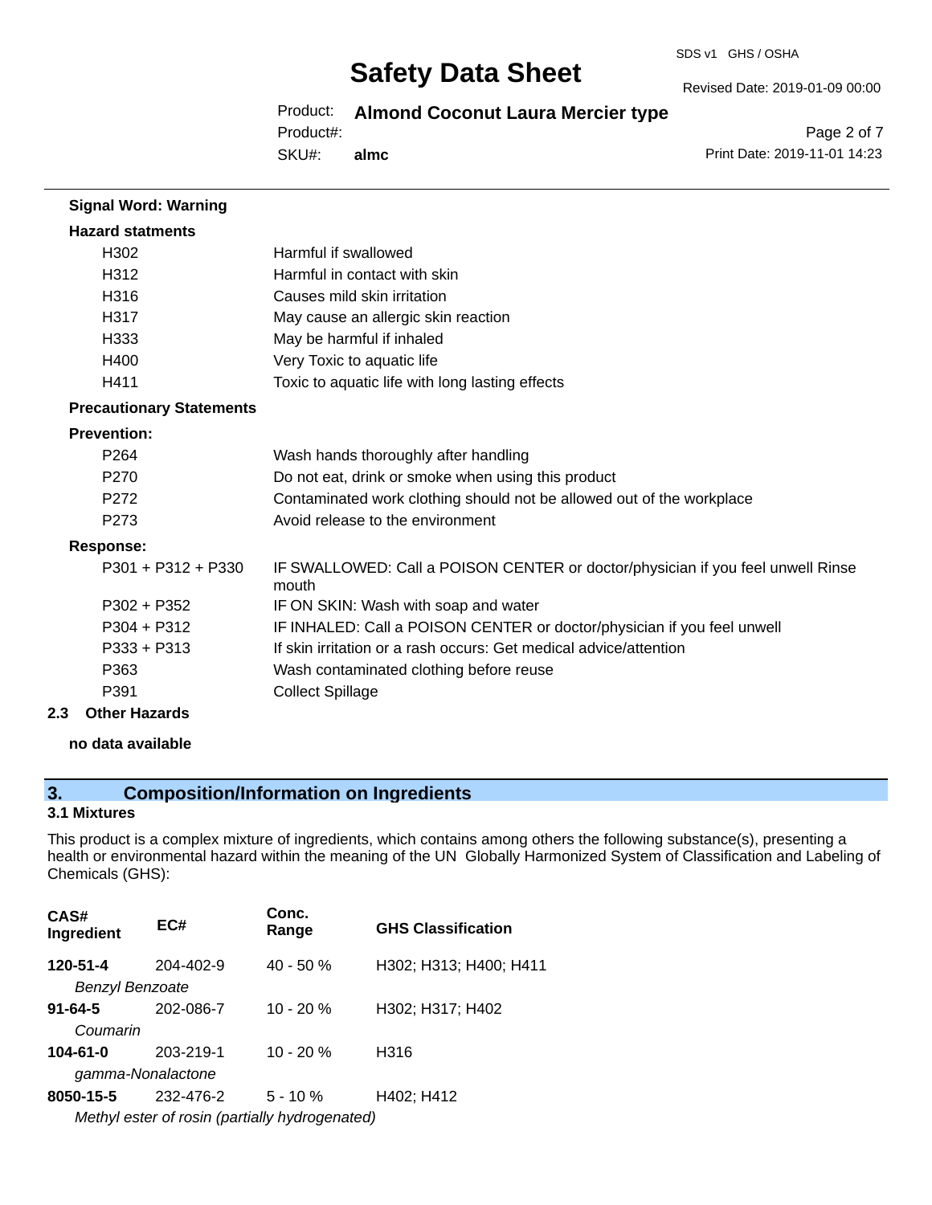**Signal Word: Warning**

**Hazard statments**

| | |
|---|---|
| H302 | Harmful if swallowed |
| H312 | Harmful in contact with skin |
| H316 | Causes mild skin irritation |
| H317 | May cause an allergic skin reaction |
| H333 | May be harmful if inhaled |
| H400 | Very Toxic to aquatic life |
| H411 | Toxic to aquatic life with long lasting effects |

**Precautionary Statements**

**Prevention:**

| | |
|---|---|
| P264 | Wash hands thoroughly after handling |
| P270 | Do not eat, drink or smoke when using this product |
| P272 | Contaminated work clothing should not be allowed out of the workplace |
| P273 | Avoid release to the environment |

**Response:**

| | |
|---|---|
| P301 + P312 + P330 | IF SWALLOWED: Call a POISON CENTER or doctor/physician if you feel unwell Rinse mouth |
| P302 + P352 | IF ON SKIN: Wash with soap and water |
| P304 + P312 | IF INHALED: Call a POISON CENTER or doctor/physician if you feel unwell |
| P333 + P313 | If skin irritation or a rash occurs: Get medical advice/attention |
| P363 | Wash contaminated clothing before reuse |
| P391 | Collect Spillage |

**2.3 Other Hazards**

**no data available**

## 3. Composition/Information on Ingredients

**3.1 Mixtures**

This product is a complex mixture of ingredients, which contains among others the following substance(s), presenting a health or environmental hazard within the meaning of the UN Globally Harmonized System of Classification and Labeling of Chemicals (GHS):

| CAS# Ingredient | EC# | Conc. Range | GHS Classification |
|---|---|---|---|
| **120-51-4** *Benzyl Benzoate* | 204-402-9 | 40 - 50 % | H302; H313; H400; H411 |
| **91-64-5** *Coumarin* | 202-086-7 | 10 - 20 % | H302; H317; H402 |
| **104-61-0** *gamma-Nonalactone* | 203-219-1 | 10 - 20 % | H316 |
| **8050-15-5** *Methyl ester of rosin (partially hydrogenated)* | 232-476-2 | 5 - 10 % | H402; H412 |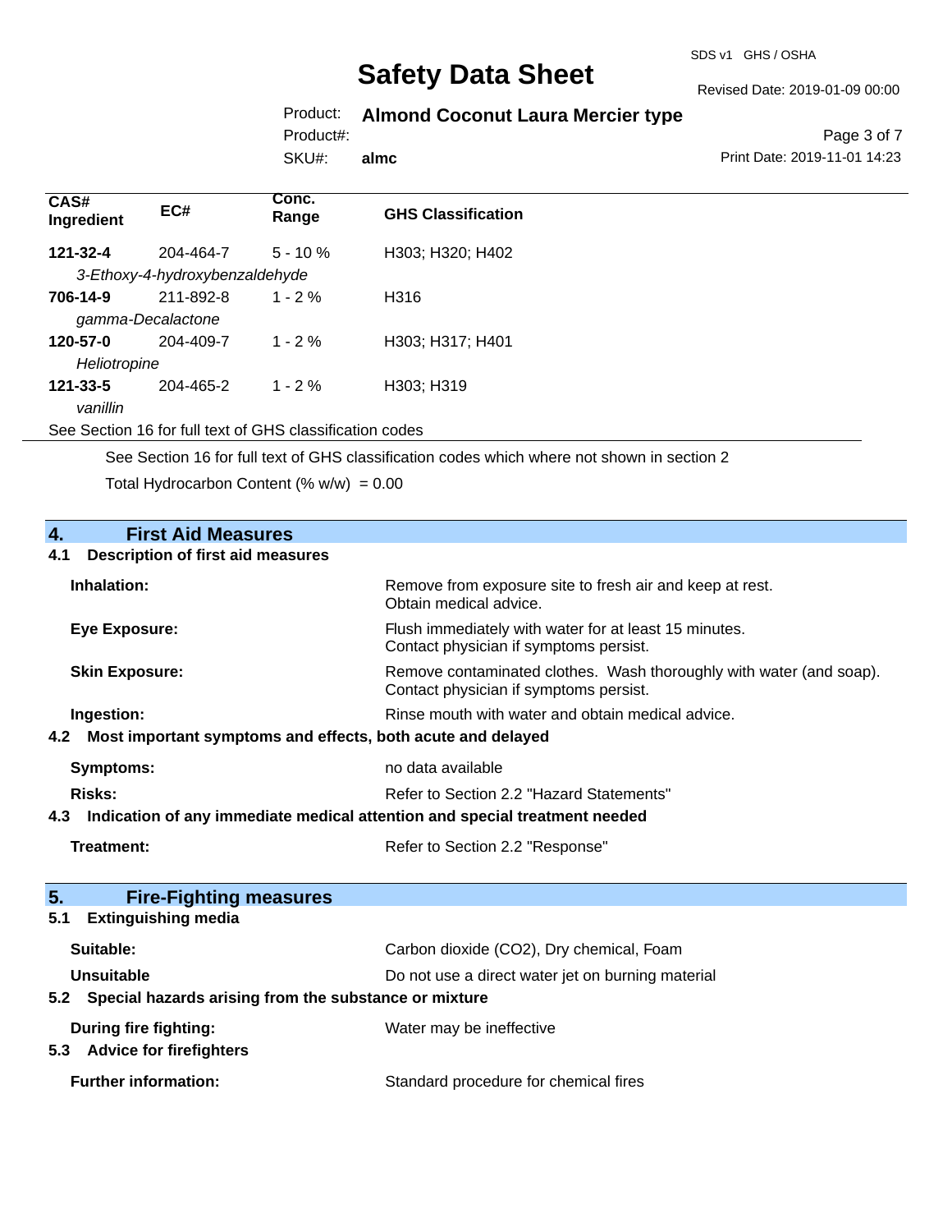| CAS# Ingredient | EC# | Conc. Range | GHS Classification |
| --- | --- | --- | --- |
| **121-32-4** | 204-464-7 | 5 - 10 % | H303; H320; H402 |
| *3-Ethoxy-4-hydroxybenzaldehyde* | | | |
| **706-14-9** | 211-892-8 | 1 - 2 % | H316 |
| *gamma-Decalactone* | | | |
| **120-57-0** | 204-409-7 | 1 - 2 % | H303; H317; H401 |
| *Heliotropine* | | | |
| **121-33-5** | 204-465-2 | 1 - 2 % | H303; H319 |
| *vanillin* | | | |

See Section 16 for full text of GHS classification codes

See Section 16 for full text of GHS classification codes which where not shown in section 2

Total Hydrocarbon Content (% w/w) = 0.00

## 4. First Aid Measures

### 4.1 Description of first aid measures

**Inhalation:** Remove from exposure site to fresh air and keep at rest. Obtain medical advice.

**Eye Exposure:** Flush immediately with water for at least 15 minutes. Contact physician if symptoms persist.

**Skin Exposure:** Remove contaminated clothes. Wash thoroughly with water (and soap). Contact physician if symptoms persist.

**Ingestion:** Rinse mouth with water and obtain medical advice.

### 4.2 Most important symptoms and effects, both acute and delayed

**Symptoms:** no data available

**Risks:** Refer to Section 2.2 "Hazard Statements"

### 4.3 Indication of any immediate medical attention and special treatment needed

**Treatment:** Refer to Section 2.2 "Response"

## 5. Fire-Fighting measures

### 5.1 Extinguishing media

**Suitable:** Carbon dioxide ($CO_2$), Dry chemical, Foam

**Unsuitable** Do not use a direct water jet on burning material

### 5.2 Special hazards arising from the substance or mixture

**During fire fighting:** Water may be ineffective

### 5.3 Advice for firefighters

**Further information:** Standard procedure for chemical fires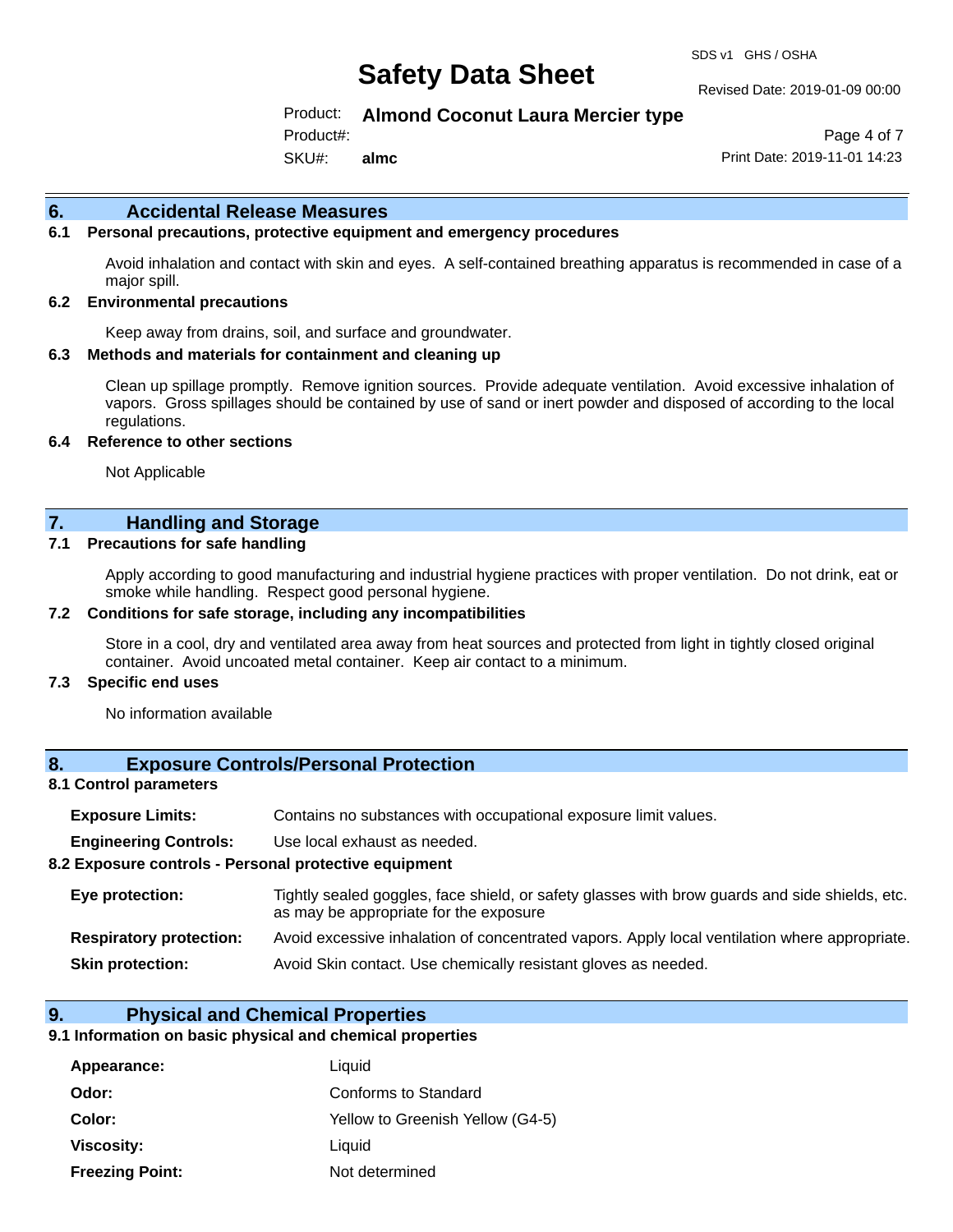## 6. Accidental Release Measures

### 6.1 Personal precautions, protective equipment and emergency procedures

Avoid inhalation and contact with skin and eyes. A self-contained breathing apparatus is recommended in case of a major spill.

### 6.2 Environmental precautions

Keep away from drains, soil, and surface and groundwater.

### 6.3 Methods and materials for containment and cleaning up

Clean up spillage promptly. Remove ignition sources. Provide adequate ventilation. Avoid excessive inhalation of vapors. Gross spillages should be contained by use of sand or inert powder and disposed of according to the local regulations.

### 6.4 Reference to other sections

Not Applicable

## 7. Handling and Storage

### 7.1 Precautions for safe handling

Apply according to good manufacturing and industrial hygiene practices with proper ventilation. Do not drink, eat or smoke while handling. Respect good personal hygiene.

### 7.2 Conditions for safe storage, including any incompatibilities

Store in a cool, dry and ventilated area away from heat sources and protected from light in tightly closed original container. Avoid uncoated metal container. Keep air contact to a minimum.

### 7.3 Specific end uses

No information available

## 8. Exposure Controls/Personal Protection

### 8.1 Control parameters

**Exposure Limits:** Contains no substances with occupational exposure limit values.

**Engineering Controls:** Use local exhaust as needed.

### 8.2 Exposure controls - Personal protective equipment

**Eye protection:** Tightly sealed goggles, face shield, or safety glasses with brow guards and side shields, etc. as may be appropriate for the exposure

**Respiratory protection:** Avoid excessive inhalation of concentrated vapors. Apply local ventilation where appropriate.

**Skin protection:** Avoid Skin contact. Use chemically resistant gloves as needed.

## 9. Physical and Chemical Properties

### 9.1 Information on basic physical and chemical properties

| | |
|---|---|
| **Appearance:** | Liquid |
| **Odor:** | Conforms to Standard |
| **Color:** | Yellow to Greenish Yellow (G4-5) |
| **Viscosity:** | Liquid |
| **Freezing Point:** | Not determined |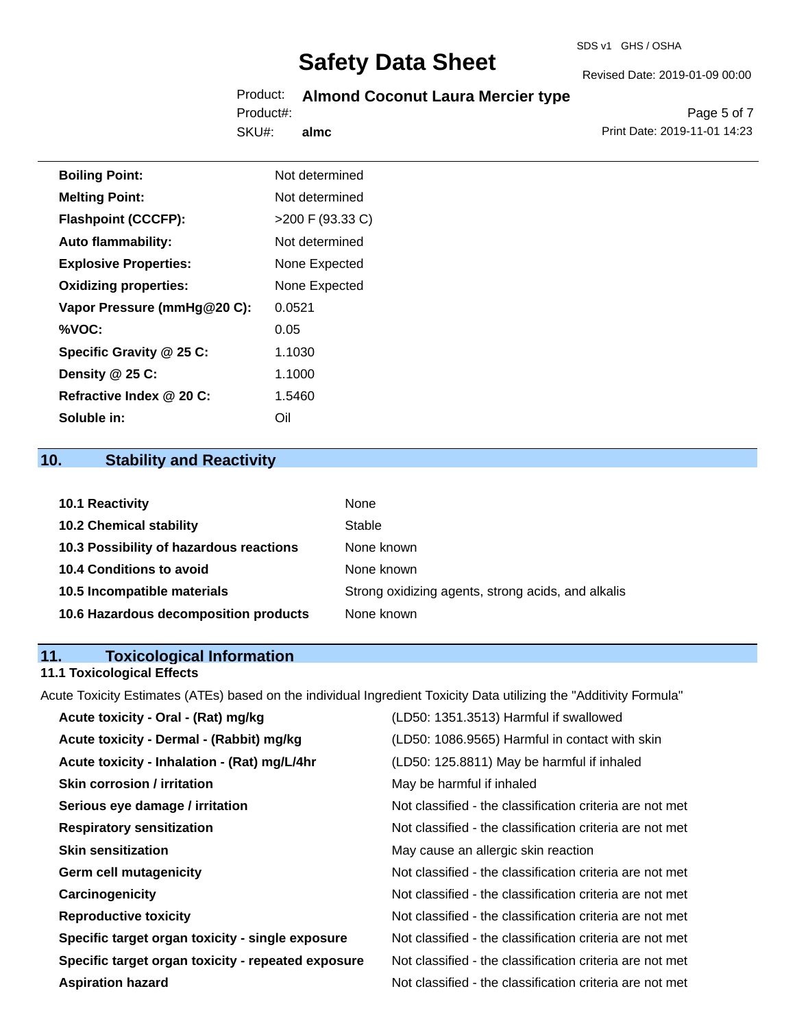| | |
|---|---|
| **Boiling Point:** | Not determined |
| **Melting Point:** | Not determined |
| **Flashpoint (CCCFP):** | >200 F (93.33 C) |
| **Auto flammability:** | Not determined |
| **Explosive Properties:** | None Expected |
| **Oxidizing properties:** | None Expected |
| **Vapor Pressure (mmHg@20 C):** | 0.0521 |
| **%VOC:** | 0.05 |
| **Specific Gravity @ 25 C:** | 1.1030 |
| **Density @ 25 C:** | 1.1000 |
| **Refractive Index @ 20 C:** | 1.5460 |
| **Soluble in:** | Oil |

## 10. Stability and Reactivity

| | |
|---|---|
| **10.1 Reactivity** | None |
| **10.2 Chemical stability** | Stable |
| **10.3 Possibility of hazardous reactions** | None known |
| **10.4 Conditions to avoid** | None known |
| **10.5 Incompatible materials** | Strong oxidizing agents, strong acids, and alkalis |
| **10.6 Hazardous decomposition products** | None known |

## 11. Toxicological Information

### 11.1 Toxicological Effects

Acute Toxicity Estimates (ATEs) based on the individual Ingredient Toxicity Data utilizing the "Additivity Formula"

| | |
|---|---|
| **Acute toxicity - Oral - (Rat) mg/kg** | (LD50: 1351.3513) Harmful if swallowed |
| **Acute toxicity - Dermal - (Rabbit) mg/kg** | (LD50: 1086.9565) Harmful in contact with skin |
| **Acute toxicity - Inhalation - (Rat) mg/L/4hr** | (LD50: 125.8811) May be harmful if inhaled |
| **Skin corrosion / irritation** | May be harmful if inhaled |
| **Serious eye damage / irritation** | Not classified - the classification criteria are not met |
| **Respiratory sensitization** | Not classified - the classification criteria are not met |
| **Skin sensitization** | May cause an allergic skin reaction |
| **Germ cell mutagenicity** | Not classified - the classification criteria are not met |
| **Carcinogenicity** | Not classified - the classification criteria are not met |
| **Reproductive toxicity** | Not classified - the classification criteria are not met |
| **Specific target organ toxicity - single exposure** | Not classified - the classification criteria are not met |
| **Specific target organ toxicity - repeated exposure** | Not classified - the classification criteria are not met |
| **Aspiration hazard** | Not classified - the classification criteria are not met |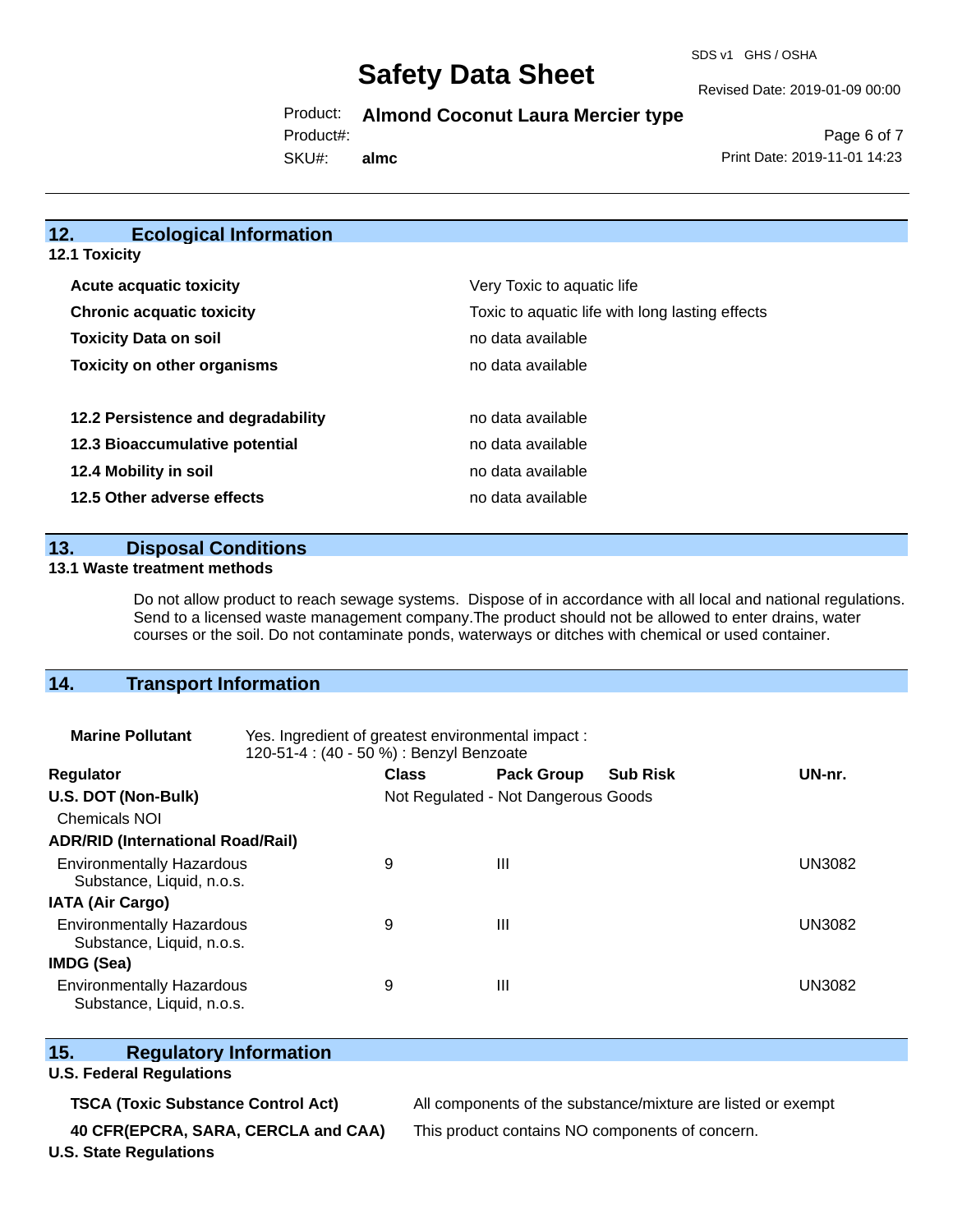## 12. Ecological Information

### 12.1 Toxicity

| | |
|---|---|
| **Acute acquatic toxicity** | Very Toxic to aquatic life |
| **Chronic acquatic toxicity** | Toxic to aquatic life with long lasting effects |
| **Toxicity Data on soil** | no data available |
| **Toxicity on other organisms** | no data available |

| | |
|---|---|
| **12.2 Persistence and degradability** | no data available |
| **12.3 Bioaccumulative potential** | no data available |
| **12.4 Mobility in soil** | no data available |
| **12.5 Other adverse effects** | no data available |

## 13. Disposal Conditions

### 13.1 Waste treatment methods

Do not allow product to reach sewage systems. Dispose of in accordance with all local and national regulations. Send to a licensed waste management company.The product should not be allowed to enter drains, water courses or the soil. Do not contaminate ponds, waterways or ditches with chemical or used container.

## 14. Transport Information

**Marine Pollutant** Yes. Ingredient of greatest environmental impact : 120-51-4 : (40 - 50 %) : Benzyl Benzoate

| Regulator | Class | Pack Group | Sub Risk | UN-nr. |
|---|---|---|---|---|
| **U.S. DOT (Non-Bulk)** | Not Regulated - Not Dangerous Goods | | | |
| Chemicals NOI | | | | |
| **ADR/RID (International Road/Rail)** | | | | |
| Environmentally Hazardous Substance, Liquid, n.o.s. | 9 | III | | UN3082 |
| **IATA (Air Cargo)** | | | | |
| Environmentally Hazardous Substance, Liquid, n.o.s. | 9 | III | | UN3082 |
| **IMDG (Sea)** | | | | |
| Environmentally Hazardous Substance, Liquid, n.o.s. | 9 | III | | UN3082 |

## 15. Regulatory Information

### U.S. Federal Regulations

| | |
|---|---|
| **TSCA (Toxic Substance Control Act)** | All components of the substance/mixture are listed or exempt |
| **40 CFR(EPCRA, SARA, CERCLA and CAA)** | This product contains NO components of concern. |

### U.S. State Regulations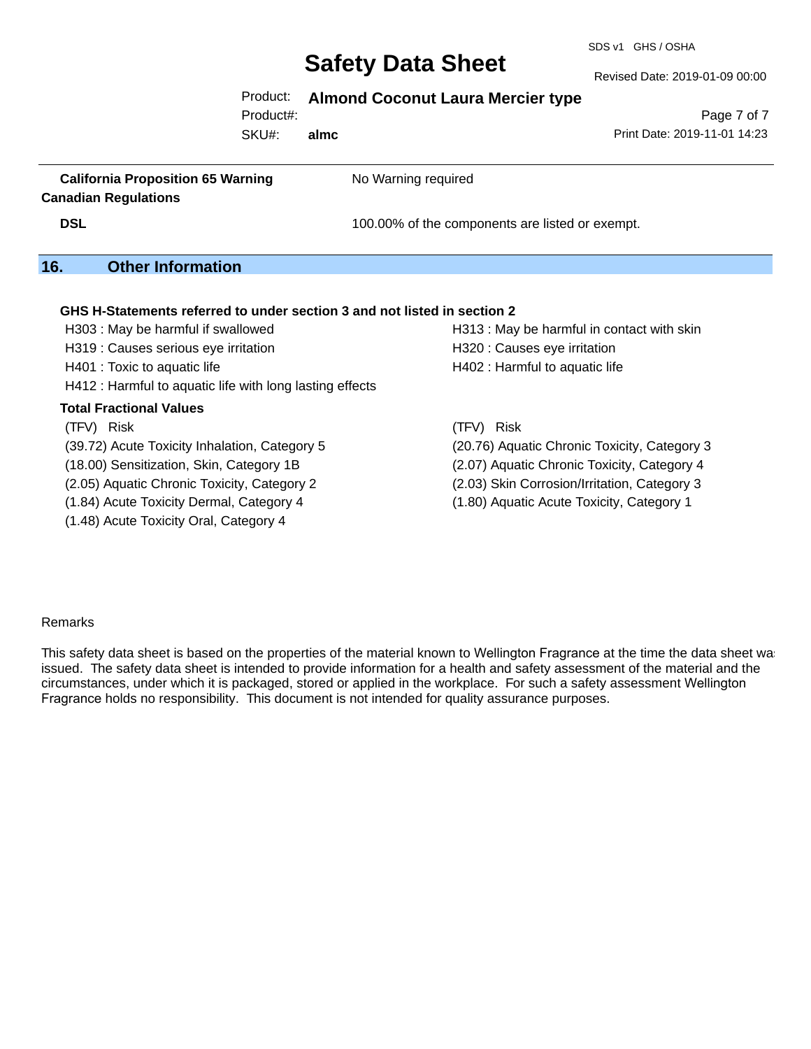| | |
|---|---|
| **California Proposition 65 Warning** | No Warning required |
| **Canadian Regulations** | |
| **DSL** | 100.00% of the components are listed or exempt. |

## 16. Other Information

**GHS H-Statements referred to under section 3 and not listed in section 2**

H303 : May be harmful if swallowed
H313 : May be harmful in contact with skin
H319 : Causes serious eye irritation
H320 : Causes eye irritation
H401 : Toxic to aquatic life
H402 : Harmful to aquatic life
H412 : Harmful to aquatic life with long lasting effects

**Total Fractional Values**

| (TFV) | Risk |
|---|---|
| (39.72) | Acute Toxicity Inhalation, Category 5 |
| (20.76) | Aquatic Chronic Toxicity, Category 3 |
| (18.00) | Sensitization, Skin, Category 1B |
| (2.07) | Aquatic Chronic Toxicity, Category 4 |
| (2.05) | Aquatic Chronic Toxicity, Category 2 |
| (2.03) | Skin Corrosion/Irritation, Category 3 |
| (1.84) | Acute Toxicity Dermal, Category 4 |
| (1.80) | Aquatic Acute Toxicity, Category 1 |
| (1.48) | Acute Toxicity Oral, Category 4 |

Remarks

This safety data sheet is based on the properties of the material known to Wellington Fragrance at the time the data sheet was issued. The safety data sheet is intended to provide information for a health and safety assessment of the material and the circumstances, under which it is packaged, stored or applied in the workplace. For such a safety assessment Wellington Fragrance holds no responsibility. This document is not intended for quality assurance purposes.